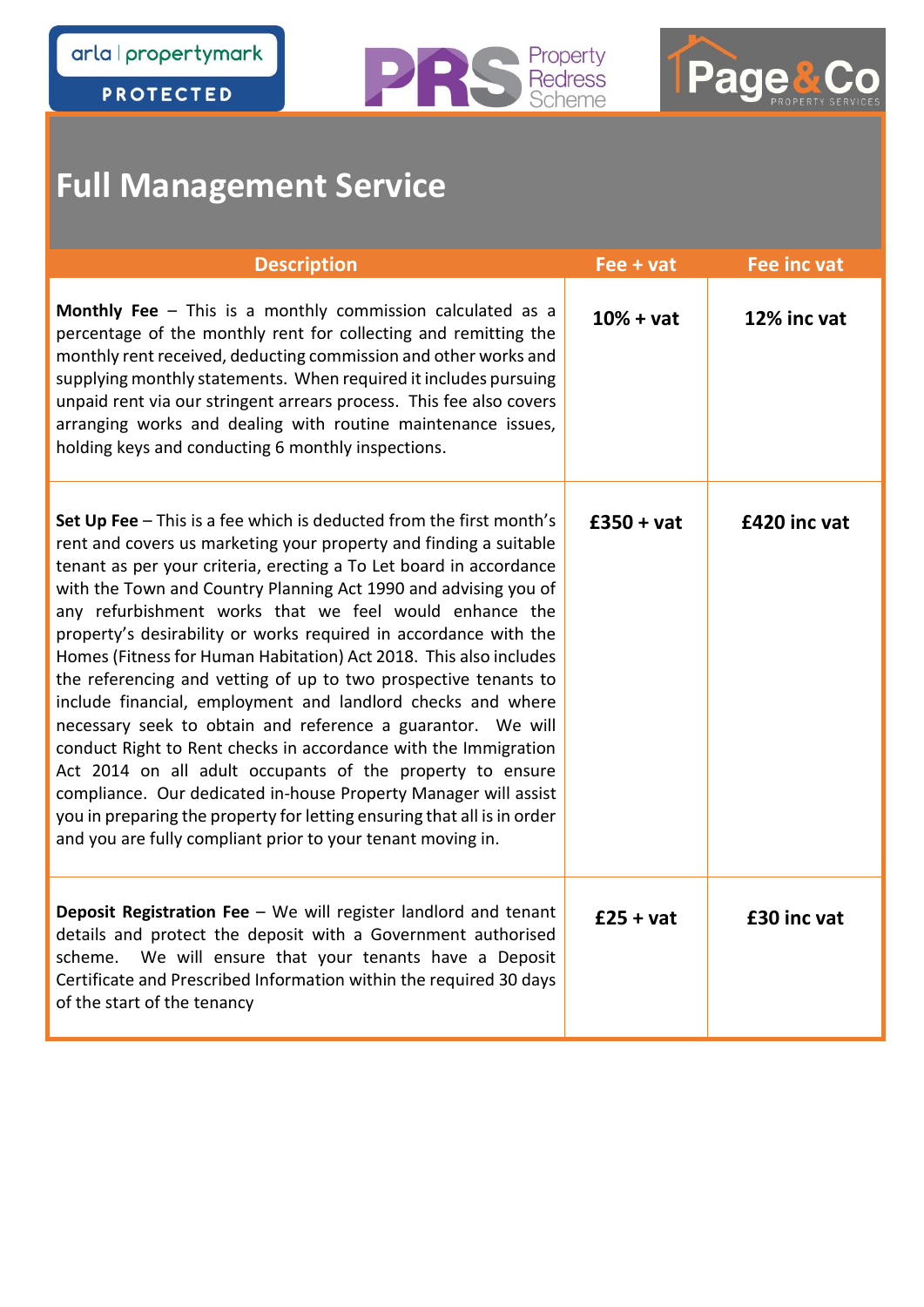# Full Management Service

| Description | Fee + vat | Fee inc vat |
| --- | --- | --- |
| **Monthly Fee** – This is a monthly commission calculated as a percentage of the monthly rent for collecting and remitting the monthly rent received, deducting commission and other works and supplying monthly statements. When required it includes pursuing unpaid rent via our stringent arrears process. This fee also covers arranging works and dealing with routine maintenance issues, holding keys and conducting 6 monthly inspections. | **10% + vat** | **12% inc vat** |
| **Set Up Fee** – This is a fee which is deducted from the first month's rent and covers us marketing your property and finding a suitable tenant as per your criteria, erecting a To Let board in accordance with the Town and Country Planning Act 1990 and advising you of any refurbishment works that we feel would enhance the property's desirability or works required in accordance with the Homes (Fitness for Human Habitation) Act 2018. This also includes the referencing and vetting of up to two prospective tenants to include financial, employment and landlord checks and where necessary seek to obtain and reference a guarantor. We will conduct Right to Rent checks in accordance with the Immigration Act 2014 on all adult occupants of the property to ensure compliance. Our dedicated in-house Property Manager will assist you in preparing the property for letting ensuring that all is in order and you are fully compliant prior to your tenant moving in. | **£350 + vat** | **£420 inc vat** |
| **Deposit Registration Fee** – We will register landlord and tenant details and protect the deposit with a Government authorised scheme. We will ensure that your tenants have a Deposit Certificate and Prescribed Information within the required 30 days of the start of the tenancy | **£25 + vat** | **£30 inc vat** |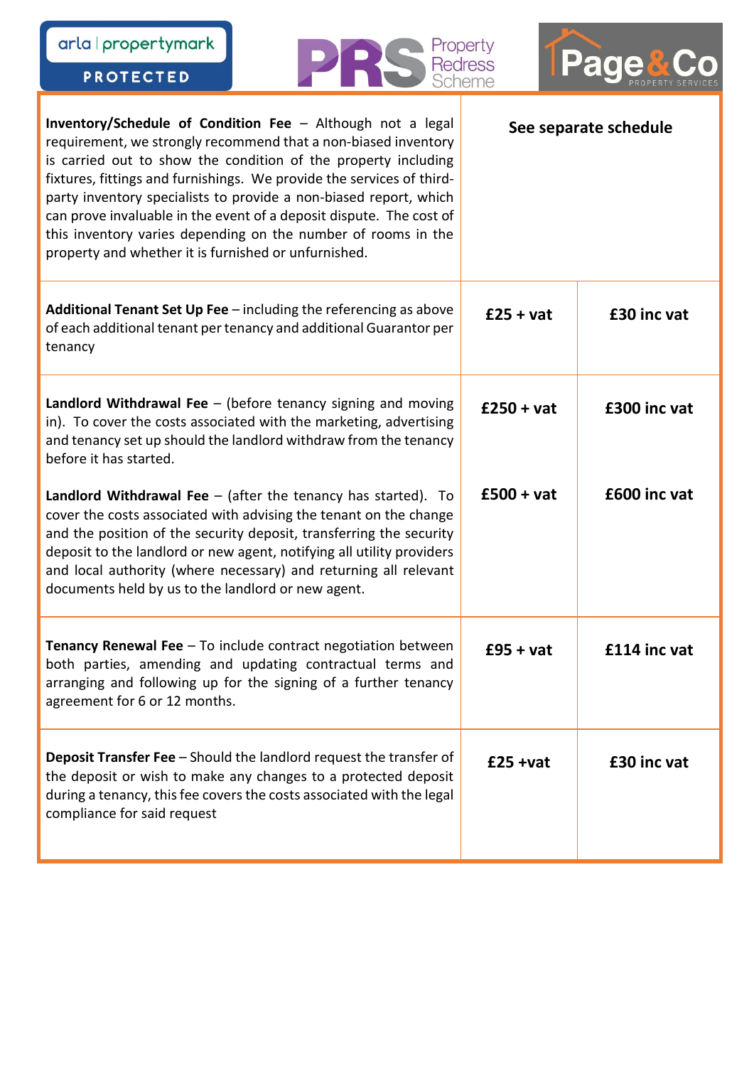| | | |
|---|---|---|
| **Inventory/Schedule of Condition Fee** – Although not a legal requirement, we strongly recommend that a non-biased inventory is carried out to show the condition of the property including fixtures, fittings and furnishings. We provide the services of third-party inventory specialists to provide a non-biased report, which can prove invaluable in the event of a deposit dispute. The cost of this inventory varies depending on the number of rooms in the property and whether it is furnished or unfurnished. | **See separate schedule** | |
| **Additional Tenant Set Up Fee** – including the referencing as above of each additional tenant per tenancy and additional Guarantor per tenancy | **£25 + vat** | **£30 inc vat** |
| **Landlord Withdrawal Fee** – (before tenancy signing and moving in). To cover the costs associated with the marketing, advertising and tenancy set up should the landlord withdraw from the tenancy before it has started. | **£250 + vat** | **£300 inc vat** |
| **Landlord Withdrawal Fee** – (after the tenancy has started). To cover the costs associated with advising the tenant on the change and the position of the security deposit, transferring the security deposit to the landlord or new agent, notifying all utility providers and local authority (where necessary) and returning all relevant documents held by us to the landlord or new agent. | **£500 + vat** | **£600 inc vat** |
| **Tenancy Renewal Fee** – To include contract negotiation between both parties, amending and updating contractual terms and arranging and following up for the signing of a further tenancy agreement for 6 or 12 months. | **£95 + vat** | **£114 inc vat** |
| **Deposit Transfer Fee** – Should the landlord request the transfer of the deposit or wish to make any changes to a protected deposit during a tenancy, this fee covers the costs associated with the legal compliance for said request | **£25 +vat** | **£30 inc vat** |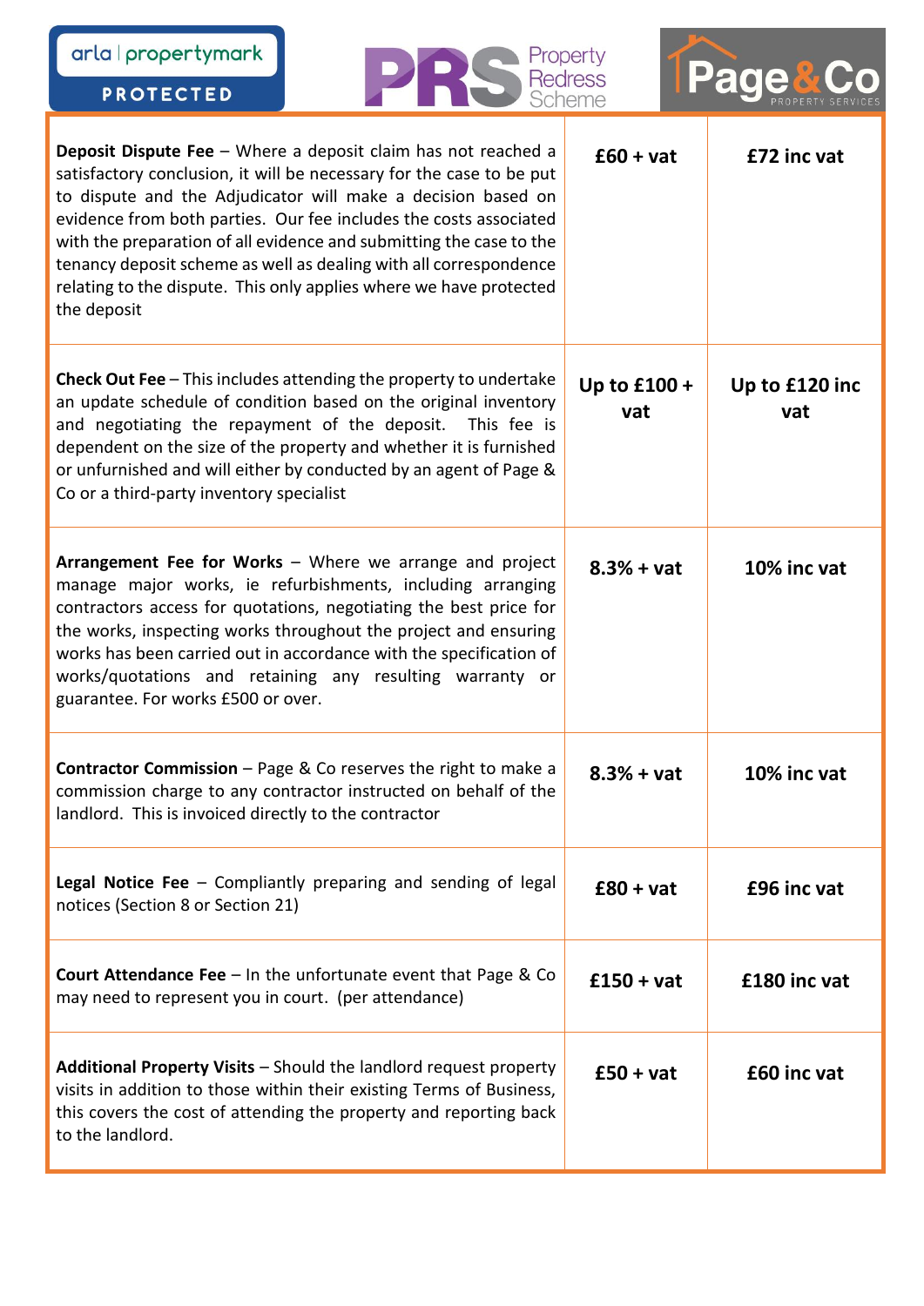| | | |
|---|---|---|
| **Deposit Dispute Fee** – Where a deposit claim has not reached a satisfactory conclusion, it will be necessary for the case to be put to dispute and the Adjudicator will make a decision based on evidence from both parties. Our fee includes the costs associated with the preparation of all evidence and submitting the case to the tenancy deposit scheme as well as dealing with all correspondence relating to the dispute. This only applies where we have protected the deposit | **£60 + vat** | **£72 inc vat** |
| **Check Out Fee** – This includes attending the property to undertake an update schedule of condition based on the original inventory and negotiating the repayment of the deposit. This fee is dependent on the size of the property and whether it is furnished or unfurnished and will either by conducted by an agent of Page & Co or a third-party inventory specialist | **Up to £100 + vat** | **Up to £120 inc vat** |
| **Arrangement Fee for Works** – Where we arrange and project manage major works, ie refurbishments, including arranging contractors access for quotations, negotiating the best price for the works, inspecting works throughout the project and ensuring works has been carried out in accordance with the specification of works/quotations and retaining any resulting warranty or guarantee. For works £500 or over. | **8.3% + vat** | **10% inc vat** |
| **Contractor Commission** – Page & Co reserves the right to make a commission charge to any contractor instructed on behalf of the landlord. This is invoiced directly to the contractor | **8.3% + vat** | **10% inc vat** |
| **Legal Notice Fee** – Compliantly preparing and sending of legal notices (Section 8 or Section 21) | **£80 + vat** | **£96 inc vat** |
| **Court Attendance Fee** – In the unfortunate event that Page & Co may need to represent you in court. (per attendance) | **£150 + vat** | **£180 inc vat** |
| **Additional Property Visits** – Should the landlord request property visits in addition to those within their existing Terms of Business, this covers the cost of attending the property and reporting back to the landlord. | **£50 + vat** | **£60 inc vat** |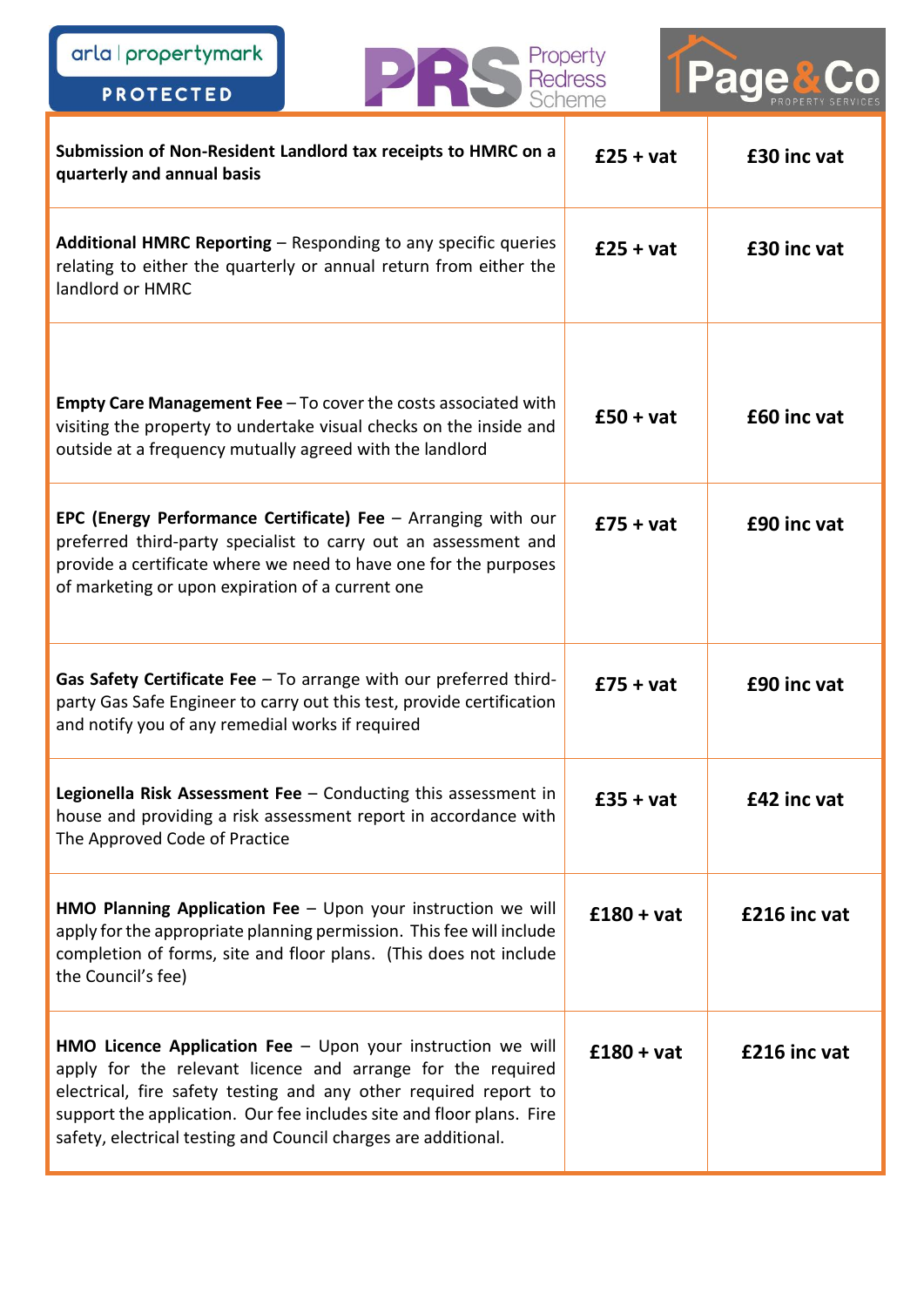arla | propertymark PROTECTED

PRS Property Redress Scheme

Page & Co PROPERTY SERVICES

| | | |
|---|---|---|
| **Submission of Non-Resident Landlord tax receipts to HMRC on a quarterly and annual basis** | **£25 + vat** | **£30 inc vat** |
| **Additional HMRC Reporting** – Responding to any specific queries relating to either the quarterly or annual return from either the landlord or HMRC | **£25 + vat** | **£30 inc vat** |
| **Empty Care Management Fee** – To cover the costs associated with visiting the property to undertake visual checks on the inside and outside at a frequency mutually agreed with the landlord | **£50 + vat** | **£60 inc vat** |
| **EPC (Energy Performance Certificate) Fee** – Arranging with our preferred third-party specialist to carry out an assessment and provide a certificate where we need to have one for the purposes of marketing or upon expiration of a current one | **£75 + vat** | **£90 inc vat** |
| **Gas Safety Certificate Fee** – To arrange with our preferred third-party Gas Safe Engineer to carry out this test, provide certification and notify you of any remedial works if required | **£75 + vat** | **£90 inc vat** |
| **Legionella Risk Assessment Fee** – Conducting this assessment in house and providing a risk assessment report in accordance with The Approved Code of Practice | **£35 + vat** | **£42 inc vat** |
| **HMO Planning Application Fee** – Upon your instruction we will apply for the appropriate planning permission. This fee will include completion of forms, site and floor plans. (This does not include the Council's fee) | **£180 + vat** | **£216 inc vat** |
| **HMO Licence Application Fee** – Upon your instruction we will apply for the relevant licence and arrange for the required electrical, fire safety testing and any other required report to support the application. Our fee includes site and floor plans. Fire safety, electrical testing and Council charges are additional. | **£180 + vat** | **£216 inc vat** |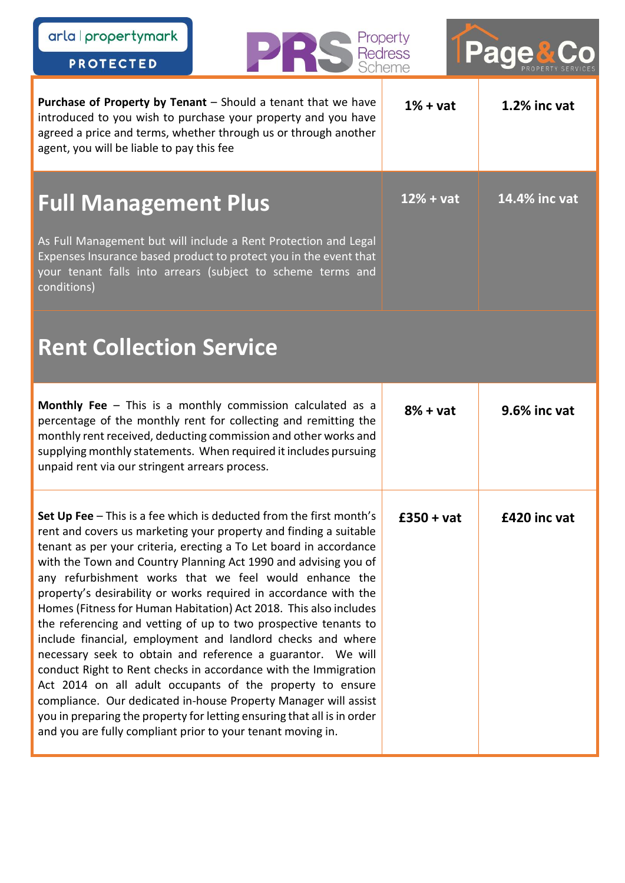| | | |
|---|---|---|
| **Purchase of Property by Tenant** – Should a tenant that we have introduced to you wish to purchase your property and you have agreed a price and terms, whether through us or through another agent, you will be liable to pay this fee | **1% + vat** | **1.2% inc vat** |

## Full Management Plus

| | | |
|---|---|---|
| As Full Management but will include a Rent Protection and Legal Expenses Insurance based product to protect you in the event that your tenant falls into arrears (subject to scheme terms and conditions) | **12% + vat** | **14.4% inc vat** |

## Rent Collection Service

| | | |
|---|---|---|
| **Monthly Fee** – This is a monthly commission calculated as a percentage of the monthly rent for collecting and remitting the monthly rent received, deducting commission and other works and supplying monthly statements. When required it includes pursuing unpaid rent via our stringent arrears process. | **8% + vat** | **9.6% inc vat** |
| **Set Up Fee** – This is a fee which is deducted from the first month's rent and covers us marketing your property and finding a suitable tenant as per your criteria, erecting a To Let board in accordance with the Town and Country Planning Act 1990 and advising you of any refurbishment works that we feel would enhance the property's desirability or works required in accordance with the Homes (Fitness for Human Habitation) Act 2018. This also includes the referencing and vetting of up to two prospective tenants to include financial, employment and landlord checks and where necessary seek to obtain and reference a guarantor. We will conduct Right to Rent checks in accordance with the Immigration Act 2014 on all adult occupants of the property to ensure compliance. Our dedicated in-house Property Manager will assist you in preparing the property for letting ensuring that all is in order and you are fully compliant prior to your tenant moving in. | **£350 + vat** | **£420 inc vat** |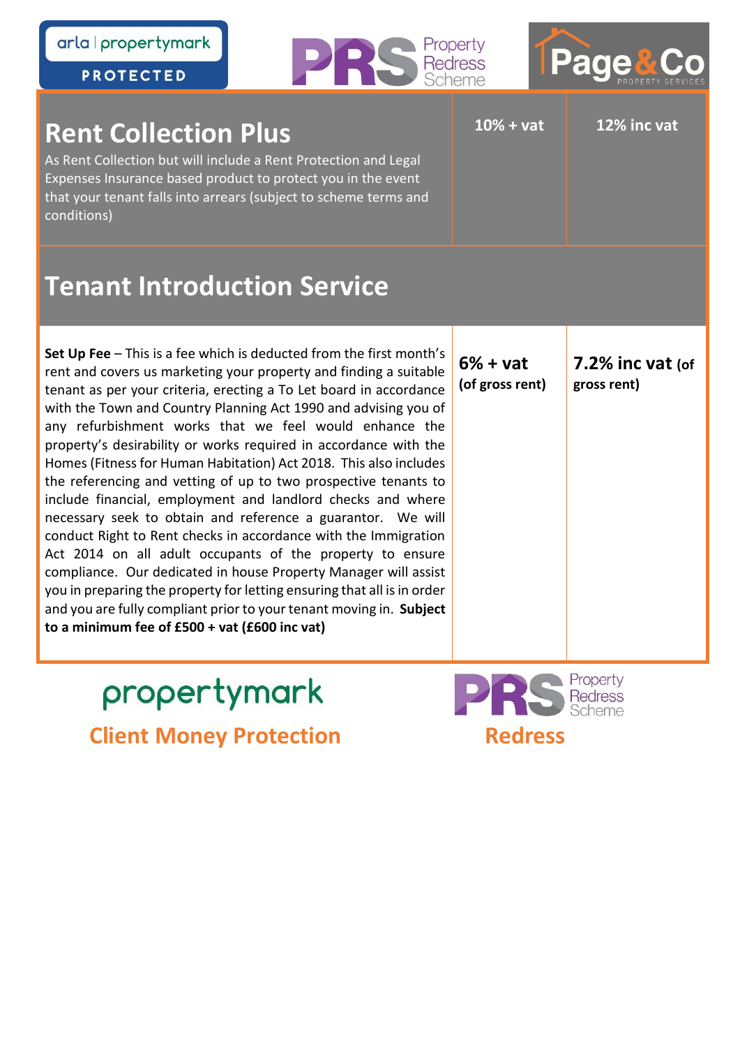| | | |
|---|---|---|
| **Rent Collection Plus**<br>As Rent Collection but will include a Rent Protection and Legal Expenses Insurance based product to protect you in the event that your tenant falls into arrears (subject to scheme terms and conditions) | **10% + vat** | **12% inc vat** |
| **Tenant Introduction Service** | | |
| **Set Up Fee** – This is a fee which is deducted from the first month's rent and covers us marketing your property and finding a suitable tenant as per your criteria, erecting a To Let board in accordance with the Town and Country Planning Act 1990 and advising you of any refurbishment works that we feel would enhance the property's desirability or works required in accordance with the Homes (Fitness for Human Habitation) Act 2018. This also includes the referencing and vetting of up to two prospective tenants to include financial, employment and landlord checks and where necessary seek to obtain and reference a guarantor. We will conduct Right to Rent checks in accordance with the Immigration Act 2014 on all adult occupants of the property to ensure compliance. Our dedicated in house Property Manager will assist you in preparing the property for letting ensuring that all is in order and you are fully compliant prior to your tenant moving in. **Subject to a minimum fee of £500 + vat (£600 inc vat)** | **6% + vat (of gross rent)** | **7.2% inc vat (of gross rent)** |

propertymark

**Client Money Protection**

Property Redress Scheme

**Redress**